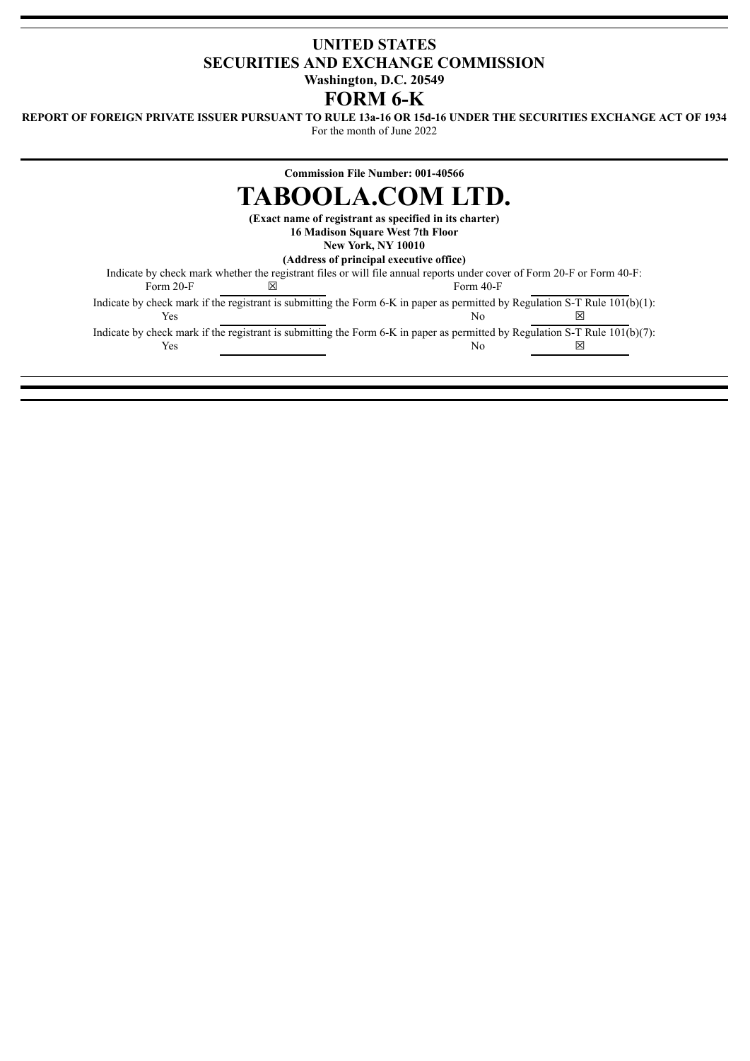# UNITED STATES
# SECURITIES AND EXCHANGE COMMISSION

**Washington, D.C. 20549**

# FORM 6-K

**REPORT OF FOREIGN PRIVATE ISSUER PURSUANT TO RULE 13a-16 OR 15d-16 UNDER THE SECURITIES EXCHANGE ACT OF 1934**

For the month of June 2022

**Commission File Number: 001-40566**

# TABOOLA.COM LTD.

**(Exact name of registrant as specified in its charter)**

**16 Madison Square West 7th Floor**
**New York, NY 10010**
**(Address of principal executive office)**

Indicate by check mark whether the registrant files or will file annual reports under cover of Form 20-F or Form 40-F:

| Form 20-F | ☒ | Form 40-F | |
|---|---|---|---|

Indicate by check mark if the registrant is submitting the Form 6-K in paper as permitted by Regulation S-T Rule 101(b)(1):

| Yes | | No | ☒ |
|---|---|---|---|

Indicate by check mark if the registrant is submitting the Form 6-K in paper as permitted by Regulation S-T Rule 101(b)(7):

| Yes | | No | ☒ |
|---|---|---|---|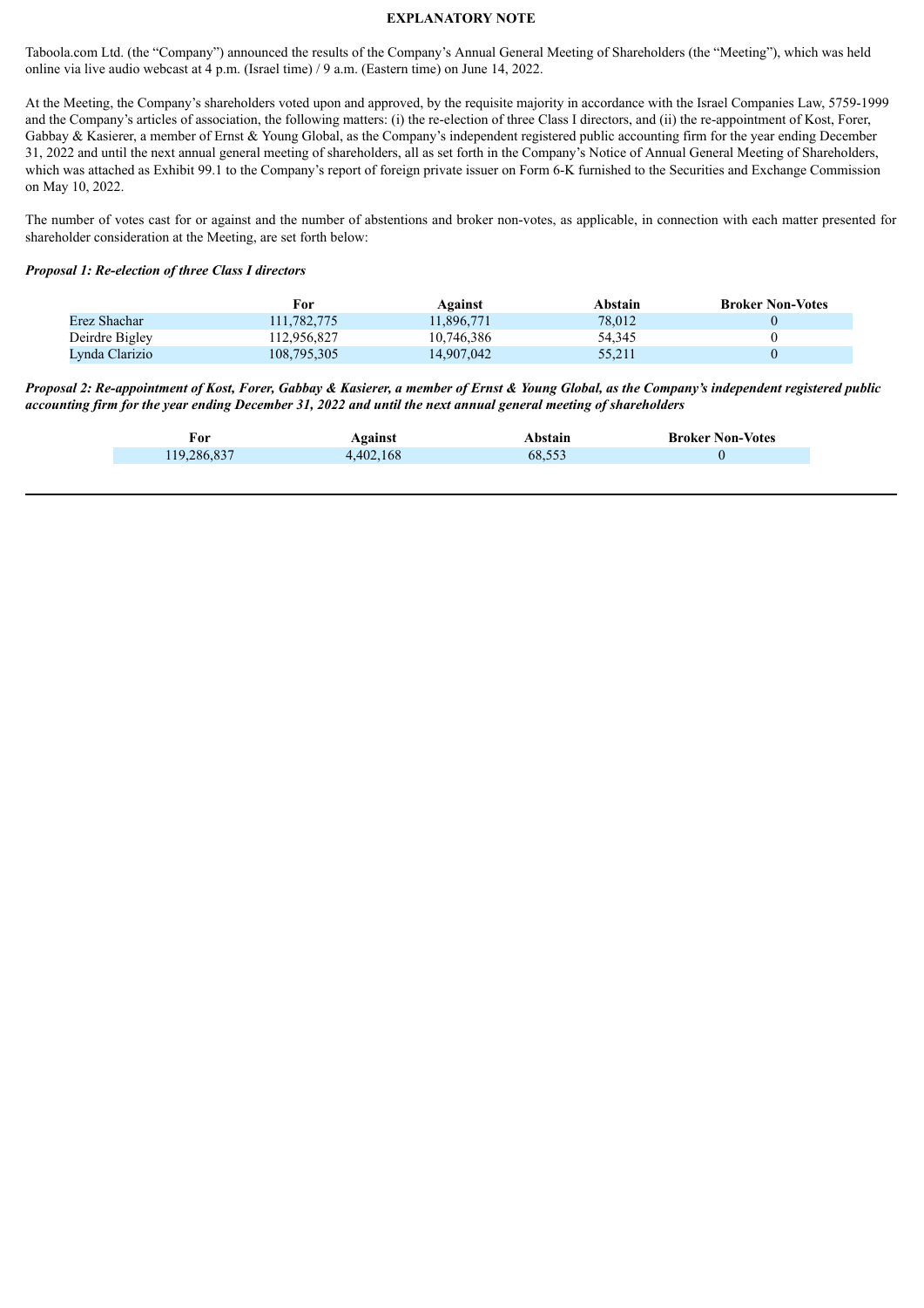## EXPLANATORY NOTE

Taboola.com Ltd. (the "Company") announced the results of the Company's Annual General Meeting of Shareholders (the "Meeting"), which was held online via live audio webcast at 4 p.m. (Israel time) / 9 a.m. (Eastern time) on June 14, 2022.

At the Meeting, the Company's shareholders voted upon and approved, by the requisite majority in accordance with the Israel Companies Law, 5759-1999 and the Company's articles of association, the following matters: (i) the re-election of three Class I directors, and (ii) the re-appointment of Kost, Forer, Gabbay & Kasierer, a member of Ernst & Young Global, as the Company's independent registered public accounting firm for the year ending December 31, 2022 and until the next annual general meeting of shareholders, all as set forth in the Company's Notice of Annual General Meeting of Shareholders, which was attached as Exhibit 99.1 to the Company's report of foreign private issuer on Form 6-K furnished to the Securities and Exchange Commission on May 10, 2022.

The number of votes cast for or against and the number of abstentions and broker non-votes, as applicable, in connection with each matter presented for shareholder consideration at the Meeting, are set forth below:

***Proposal 1: Re-election of three Class I directors***

| | For | Against | Abstain | Broker Non-Votes |
|---|---|---|---|---|
| Erez Shachar | 111,782,775 | 11,896,771 | 78,012 | 0 |
| Deirdre Bigley | 112,956,827 | 10,746,386 | 54,345 | 0 |
| Lynda Clarizio | 108,795,305 | 14,907,042 | 55,211 | 0 |

***Proposal 2: Re-appointment of Kost, Forer, Gabbay & Kasierer, a member of Ernst & Young Global, as the Company's independent registered public accounting firm for the year ending December 31, 2022 and until the next annual general meeting of shareholders***

| For | Against | Abstain | Broker Non-Votes |
|---|---|---|---|
| 119,286,837 | 4,402,168 | 68,553 | 0 |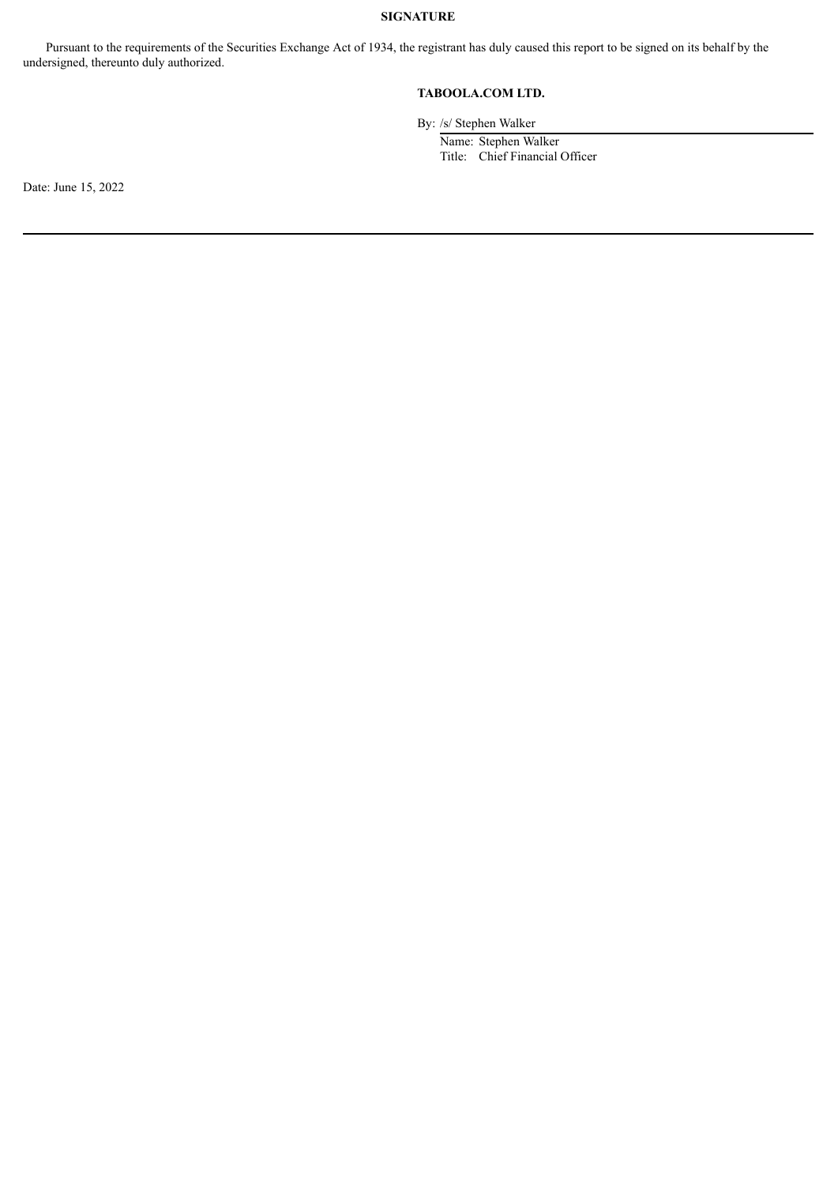**SIGNATURE**

Pursuant to the requirements of the Securities Exchange Act of 1934, the registrant has duly caused this report to be signed on its behalf by the undersigned, thereunto duly authorized.

**TABOOLA.COM LTD.**

By: /s/ Stephen Walker

Name: Stephen Walker
Title: Chief Financial Officer

Date: June 15, 2022